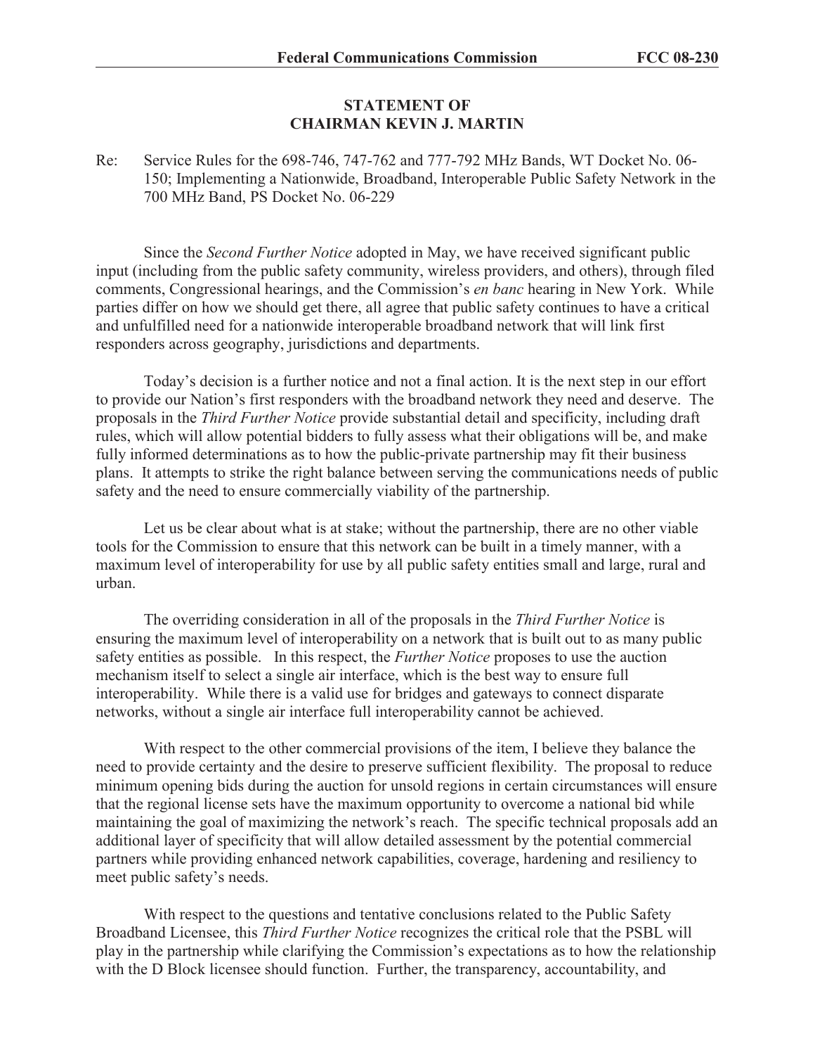**STATEMENT OF**
**CHAIRMAN KEVIN J. MARTIN**

Re: Service Rules for the 698-746, 747-762 and 777-792 MHz Bands, WT Docket No. 06-150; Implementing a Nationwide, Broadband, Interoperable Public Safety Network in the 700 MHz Band, PS Docket No. 06-229

Since the *Second Further Notice* adopted in May, we have received significant public input (including from the public safety community, wireless providers, and others), through filed comments, Congressional hearings, and the Commission's *en banc* hearing in New York. While parties differ on how we should get there, all agree that public safety continues to have a critical and unfulfilled need for a nationwide interoperable broadband network that will link first responders across geography, jurisdictions and departments.

Today's decision is a further notice and not a final action. It is the next step in our effort to provide our Nation's first responders with the broadband network they need and deserve. The proposals in the *Third Further Notice* provide substantial detail and specificity, including draft rules, which will allow potential bidders to fully assess what their obligations will be, and make fully informed determinations as to how the public-private partnership may fit their business plans. It attempts to strike the right balance between serving the communications needs of public safety and the need to ensure commercially viability of the partnership.

Let us be clear about what is at stake; without the partnership, there are no other viable tools for the Commission to ensure that this network can be built in a timely manner, with a maximum level of interoperability for use by all public safety entities small and large, rural and urban.

The overriding consideration in all of the proposals in the *Third Further Notice* is ensuring the maximum level of interoperability on a network that is built out to as many public safety entities as possible. In this respect, the *Further Notice* proposes to use the auction mechanism itself to select a single air interface, which is the best way to ensure full interoperability. While there is a valid use for bridges and gateways to connect disparate networks, without a single air interface full interoperability cannot be achieved.

With respect to the other commercial provisions of the item, I believe they balance the need to provide certainty and the desire to preserve sufficient flexibility. The proposal to reduce minimum opening bids during the auction for unsold regions in certain circumstances will ensure that the regional license sets have the maximum opportunity to overcome a national bid while maintaining the goal of maximizing the network's reach. The specific technical proposals add an additional layer of specificity that will allow detailed assessment by the potential commercial partners while providing enhanced network capabilities, coverage, hardening and resiliency to meet public safety's needs.

With respect to the questions and tentative conclusions related to the Public Safety Broadband Licensee, this *Third Further Notice* recognizes the critical role that the PSBL will play in the partnership while clarifying the Commission's expectations as to how the relationship with the D Block licensee should function. Further, the transparency, accountability, and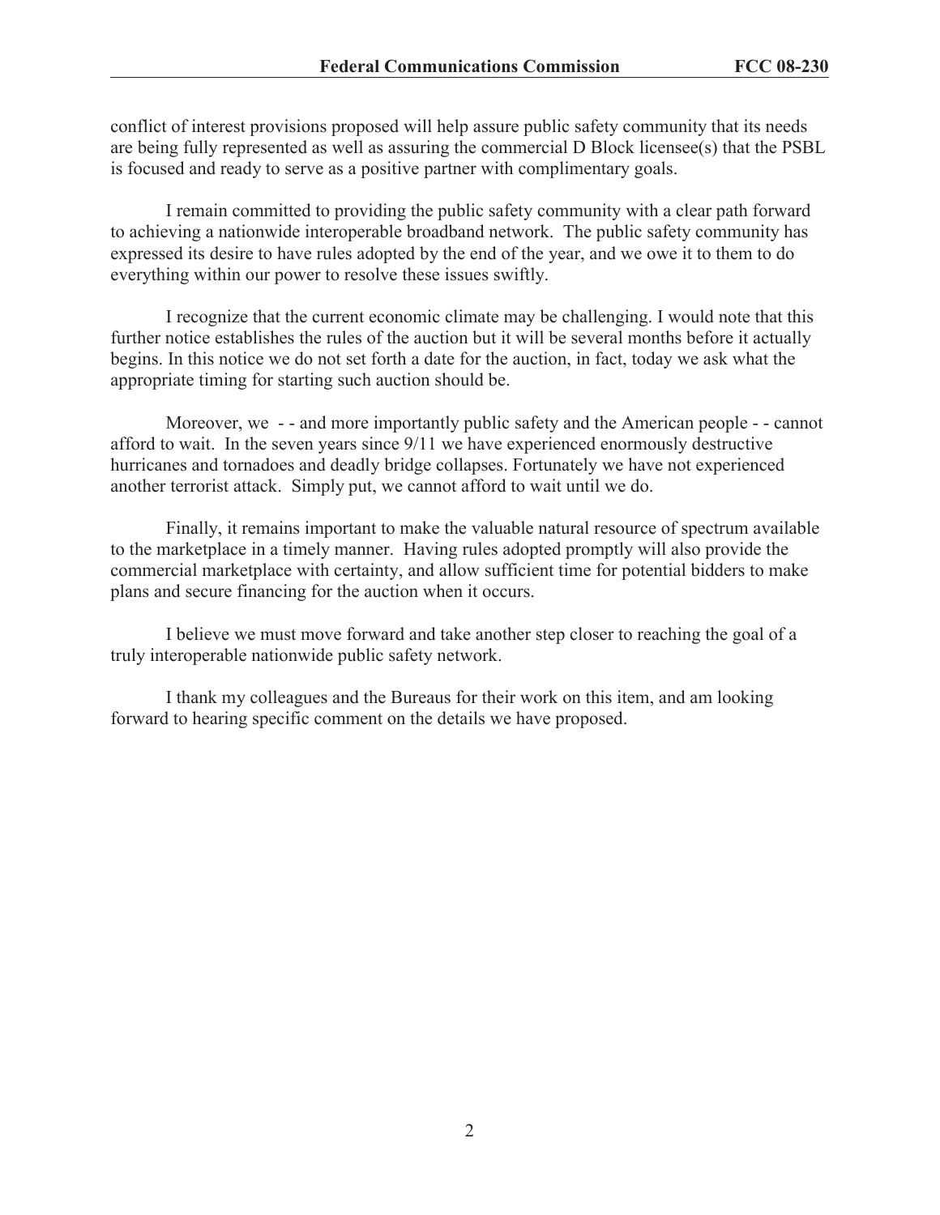conflict of interest provisions proposed will help assure public safety community that its needs are being fully represented as well as assuring the commercial D Block licensee(s) that the PSBL is focused and ready to serve as a positive partner with complimentary goals.

I remain committed to providing the public safety community with a clear path forward to achieving a nationwide interoperable broadband network. The public safety community has expressed its desire to have rules adopted by the end of the year, and we owe it to them to do everything within our power to resolve these issues swiftly.

I recognize that the current economic climate may be challenging. I would note that this further notice establishes the rules of the auction but it will be several months before it actually begins. In this notice we do not set forth a date for the auction, in fact, today we ask what the appropriate timing for starting such auction should be.

Moreover, we - - and more importantly public safety and the American people - - cannot afford to wait. In the seven years since 9/11 we have experienced enormously destructive hurricanes and tornadoes and deadly bridge collapses. Fortunately we have not experienced another terrorist attack. Simply put, we cannot afford to wait until we do.

Finally, it remains important to make the valuable natural resource of spectrum available to the marketplace in a timely manner. Having rules adopted promptly will also provide the commercial marketplace with certainty, and allow sufficient time for potential bidders to make plans and secure financing for the auction when it occurs.

I believe we must move forward and take another step closer to reaching the goal of a truly interoperable nationwide public safety network.

I thank my colleagues and the Bureaus for their work on this item, and am looking forward to hearing specific comment on the details we have proposed.